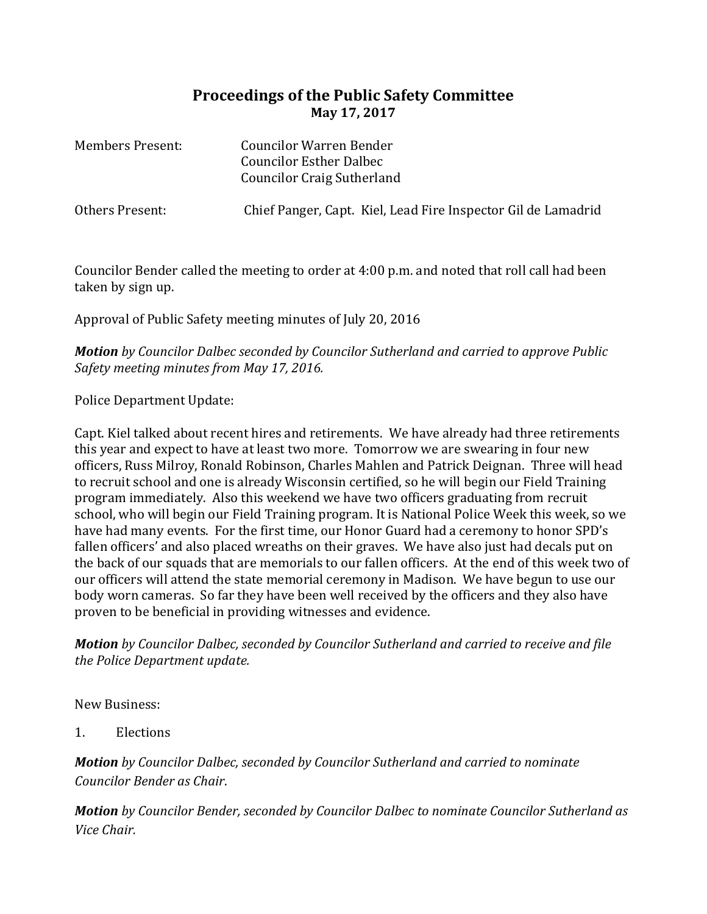# Proceedings of the Public Safety Committee
## May 17, 2017

Members Present: Councilor Warren Bender
Councilor Esther Dalbec
Councilor Craig Sutherland

Others Present: Chief Panger, Capt. Kiel, Lead Fire Inspector Gil de Lamadrid

Councilor Bender called the meeting to order at 4:00 p.m. and noted that roll call had been taken by sign up.

Approval of Public Safety meeting minutes of July 20, 2016

***Motion*** *by Councilor Dalbec seconded by Councilor Sutherland and carried to approve Public Safety meeting minutes from May 17, 2016.*

Police Department Update:

Capt. Kiel talked about recent hires and retirements. We have already had three retirements this year and expect to have at least two more. Tomorrow we are swearing in four new officers, Russ Milroy, Ronald Robinson, Charles Mahlen and Patrick Deignan. Three will head to recruit school and one is already Wisconsin certified, so he will begin our Field Training program immediately. Also this weekend we have two officers graduating from recruit school, who will begin our Field Training program. It is National Police Week this week, so we have had many events. For the first time, our Honor Guard had a ceremony to honor SPD's fallen officers' and also placed wreaths on their graves. We have also just had decals put on the back of our squads that are memorials to our fallen officers. At the end of this week two of our officers will attend the state memorial ceremony in Madison. We have begun to use our body worn cameras. So far they have been well received by the officers and they also have proven to be beneficial in providing witnesses and evidence.

***Motion*** *by Councilor Dalbec, seconded by Councilor Sutherland and carried to receive and file the Police Department update.*

New Business:

1. Elections

***Motion*** *by Councilor Dalbec, seconded by Councilor Sutherland and carried to nominate Councilor Bender as Chair.*

***Motion*** *by Councilor Bender, seconded by Councilor Dalbec to nominate Councilor Sutherland as Vice Chair.*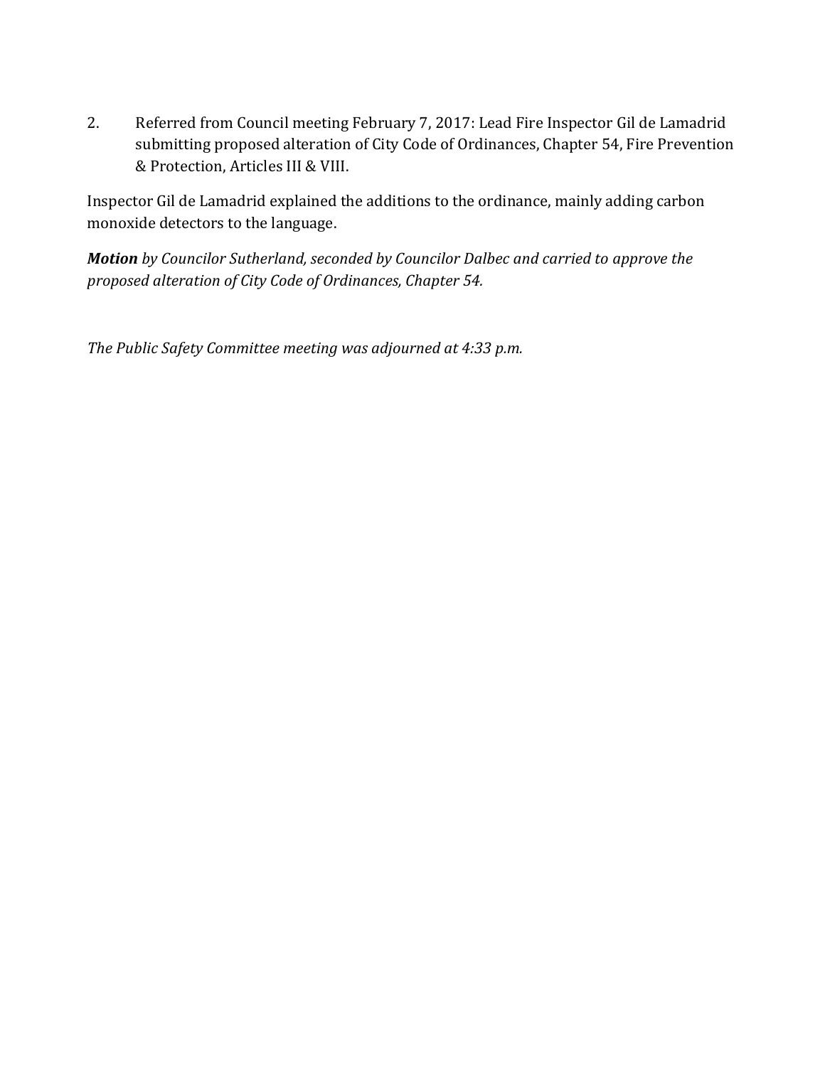2. Referred from Council meeting February 7, 2017: Lead Fire Inspector Gil de Lamadrid submitting proposed alteration of City Code of Ordinances, Chapter 54, Fire Prevention & Protection, Articles III & VIII.

Inspector Gil de Lamadrid explained the additions to the ordinance, mainly adding carbon monoxide detectors to the language.

***Motion** by Councilor Sutherland, seconded by Councilor Dalbec and carried to approve the proposed alteration of City Code of Ordinances, Chapter 54.*

*The Public Safety Committee meeting was adjourned at 4:33 p.m.*